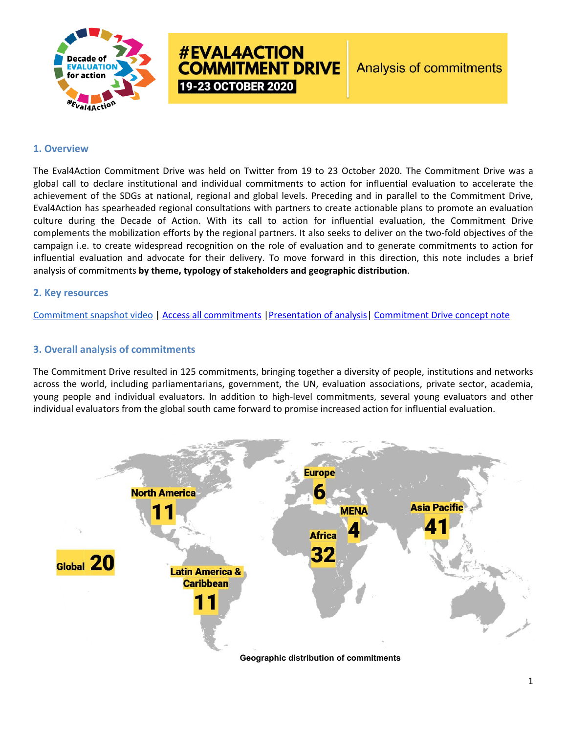# #EVAL4ACTION COMMITMENT DRIVE

**19-23 OCTOBER 2020**

Analysis of commitments

## 1. Overview

The Eval4Action Commitment Drive was held on Twitter from 19 to 23 October 2020. The Commitment Drive was a global call to declare institutional and individual commitments to action for influential evaluation to accelerate the achievement of the SDGs at national, regional and global levels. Preceding and in parallel to the Commitment Drive, Eval4Action has spearheaded regional consultations with partners to create actionable plans to promote an evaluation culture during the Decade of Action. With its call to action for influential evaluation, the Commitment Drive complements the mobilization efforts by the regional partners. It also seeks to deliver on the two-fold objectives of the campaign i.e. to create widespread recognition on the role of evaluation and to generate commitments to action for influential evaluation and advocate for their delivery. To move forward in this direction, this note includes a brief analysis of commitments **by theme, typology of stakeholders and geographic distribution**.

## 2. Key resources

Commitment snapshot video | Access all commitments | Presentation of analysis | Commitment Drive concept note

## 3. Overall analysis of commitments

The Commitment Drive resulted in 125 commitments, bringing together a diversity of people, institutions and networks across the world, including parliamentarians, government, the UN, evaluation associations, private sector, academia, young people and individual evaluators. In addition to high-level commitments, several young evaluators and other individual evaluators from the global south came forward to promise increased action for influential evaluation.

| Region | Commitments |
|---|---|
| Global | 20 |
| North America | 11 |
| Latin America & Caribbean | 11 |
| Europe | 6 |
| Africa | 32 |
| MENA | 4 |
| Asia Pacific | 41 |

Geographic distribution of commitments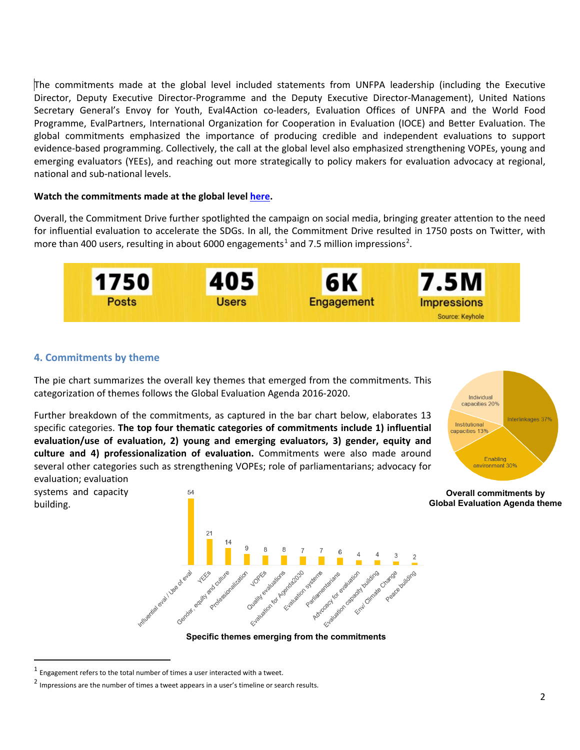The commitments made at the global level included statements from UNFPA leadership (including the Executive Director, Deputy Executive Director-Programme and the Deputy Executive Director-Management), United Nations Secretary General's Envoy for Youth, Eval4Action co-leaders, Evaluation Offices of UNFPA and the World Food Programme, EvalPartners, International Organization for Cooperation in Evaluation (IOCE) and Better Evaluation. The global commitments emphasized the importance of producing credible and independent evaluations to support evidence-based programming. Collectively, the call at the global level also emphasized strengthening VOPEs, young and emerging evaluators (YEEs), and reaching out more strategically to policy makers for evaluation advocacy at regional, national and sub-national levels.

**Watch the commitments made at the global level here.**

Overall, the Commitment Drive further spotlighted the campaign on social media, bringing greater attention to the need for influential evaluation to accelerate the SDGs. In all, the Commitment Drive resulted in 1750 posts on Twitter, with more than 400 users, resulting in about 6000 engagements[1] and 7.5 million impressions[2].

| 1750 | 405 | 6K | 7.5M |
|---|---|---|---|
| Posts | Users | Engagement | Impressions |

Source: Keyhole

## 4. Commitments by theme

The pie chart summarizes the overall key themes that emerged from the commitments. This categorization of themes follows the Global Evaluation Agenda 2016-2020.

Further breakdown of the commitments, as captured in the bar chart below, elaborates 13 specific categories. **The top four thematic categories of commitments include 1) influential evaluation/use of evaluation, 2) young and emerging evaluators, 3) gender, equity and culture and 4) professionalization of evaluation.** Commitments were also made around several other categories such as strengthening VOPEs; role of parliamentarians; advocacy for evaluation; evaluation systems and capacity building.

| Global Evaluation Agenda theme | Share |
|---|---|
| Interlinkages | 37% |
| Enabling environment | 30% |
| Individual capacities | 20% |
| Institutional capacities | 13% |

**Overall commitments by Global Evaluation Agenda theme**

| Theme | Commitments |
|---|---|
| Influential eval / Use of eval | 54 |
| YEEs | 21 |
| Gender, equity and culture | 14 |
| Professionalization | 9 |
| VOPEs | 8 |
| Quality evaluations | 8 |
| Evaluation for Agenda2030 | 7 |
| Evaluation systems | 7 |
| Parliamentarians | 6 |
| Advocacy for evaluation | 4 |
| Evaluation capacity building | 4 |
| Env/ Climate Change | 3 |
| Peace building | 2 |

**Specific themes emerging from the commitments**

[1] Engagement refers to the total number of times a user interacted with a tweet.

[2] Impressions are the number of times a tweet appears in a user's timeline or search results.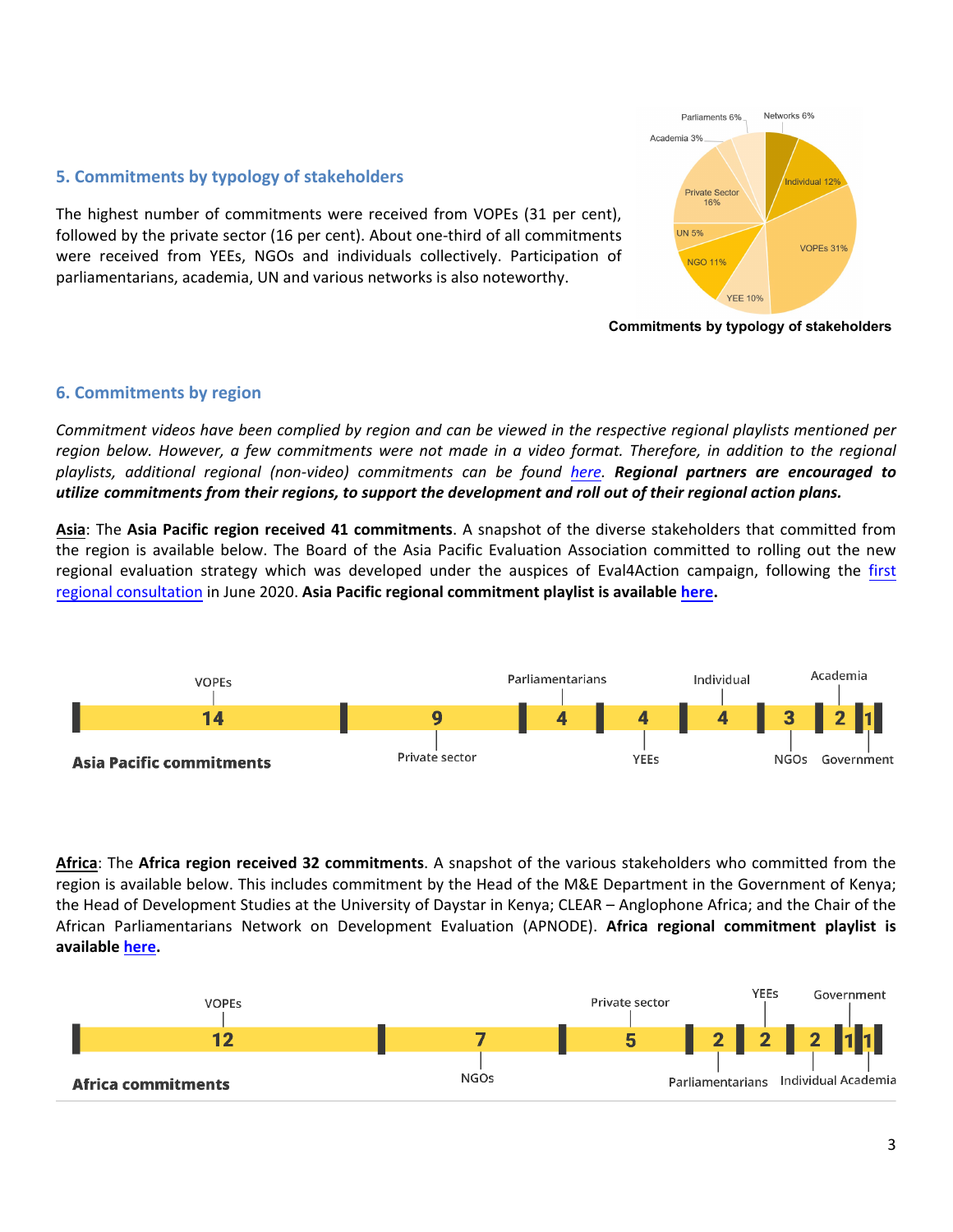## 5. Commitments by typology of stakeholders

The highest number of commitments were received from VOPEs (31 per cent), followed by the private sector (16 per cent). About one-third of all commitments were received from YEEs, NGOs and individuals collectively. Participation of parliamentarians, academia, UN and various networks is also noteworthy.

| Stakeholder | Share |
|---|---|
| VOPEs | 31% |
| Private Sector | 16% |
| Individual | 12% |
| NGO | 11% |
| YEE | 10% |
| Parliaments | 6% |
| Networks | 6% |
| UN | 5% |
| Academia | 3% |

**Commitments by typology of stakeholders**

## 6. Commitments by region

*Commitment videos have been complied by region and can be viewed in the respective regional playlists mentioned per region below. However, a few commitments were not made in a video format. Therefore, in addition to the regional playlists, additional regional (non-video) commitments can be found here.* ***Regional partners are encouraged to utilize commitments from their regions, to support the development and roll out of their regional action plans.***

**Asia**: The **Asia Pacific region received 41 commitments**. A snapshot of the diverse stakeholders that committed from the region is available below. The Board of the Asia Pacific Evaluation Association committed to rolling out the new regional evaluation strategy which was developed under the auspices of Eval4Action campaign, following the first regional consultation in June 2020. **Asia Pacific regional commitment playlist is available here.**

**Asia Pacific commitments**

| Stakeholder | Commitments |
|---|---|
| VOPEs | 14 |
| Private sector | 9 |
| Parliamentarians | 4 |
| YEEs | 4 |
| Individual | 4 |
| NGOs | 3 |
| Academia | 2 |
| Government | 1 |

**Africa**: The **Africa region received 32 commitments**. A snapshot of the various stakeholders who committed from the region is available below. This includes commitment by the Head of the M&E Department in the Government of Kenya; the Head of Development Studies at the University of Daystar in Kenya; CLEAR – Anglophone Africa; and the Chair of the African Parliamentarians Network on Development Evaluation (APNODE). **Africa regional commitment playlist is available here.**

**Africa commitments**

| Stakeholder | Commitments |
|---|---|
| VOPEs | 12 |
| NGOs | 7 |
| Private sector | 5 |
| Parliamentarians | 2 |
| YEEs | 2 |
| Individual | 2 |
| Government | 1 |
| Academia | 1 |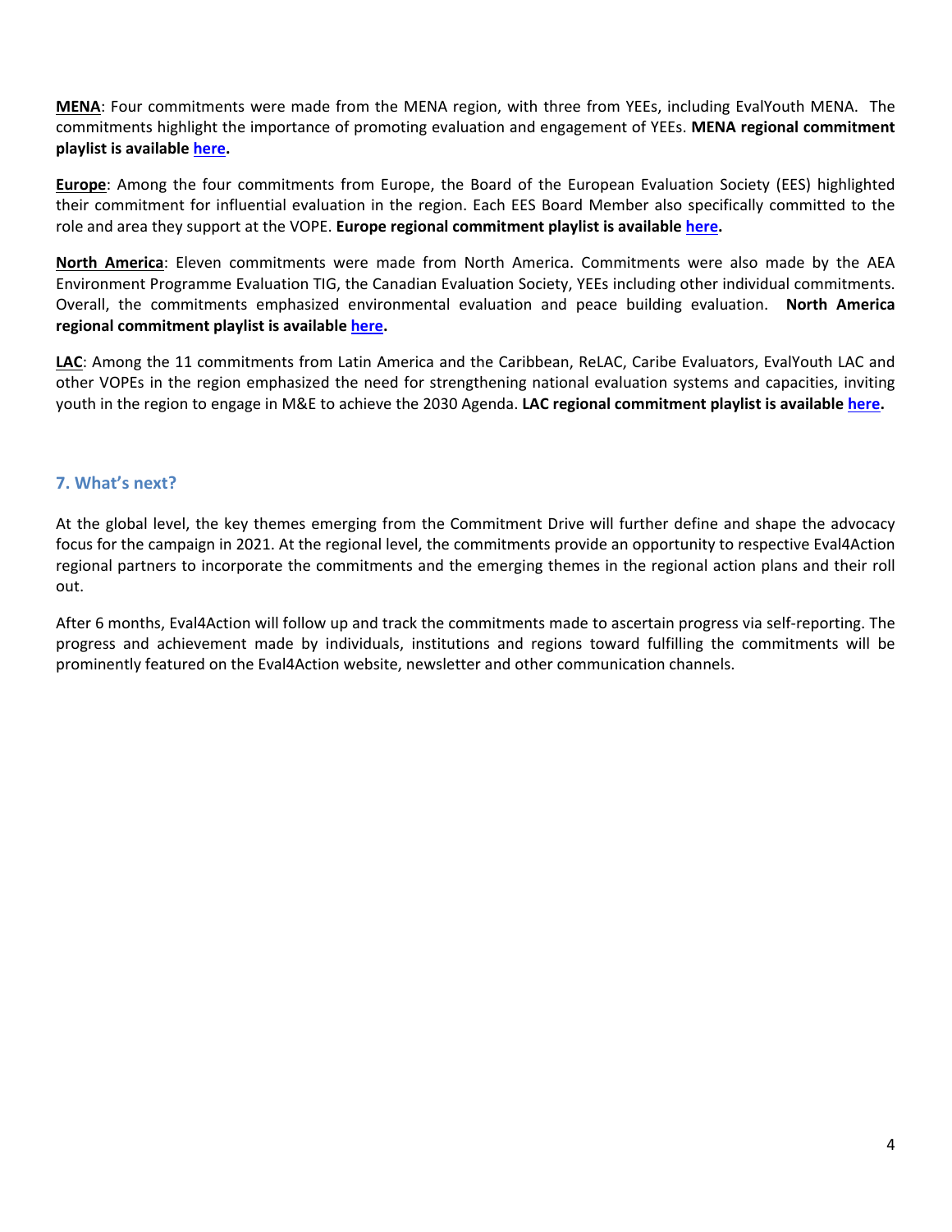**MENA**: Four commitments were made from the MENA region, with three from YEEs, including EvalYouth MENA. The commitments highlight the importance of promoting evaluation and engagement of YEEs. **MENA regional commitment playlist is available here.**

**Europe**: Among the four commitments from Europe, the Board of the European Evaluation Society (EES) highlighted their commitment for influential evaluation in the region. Each EES Board Member also specifically committed to the role and area they support at the VOPE. **Europe regional commitment playlist is available here.**

**North America**: Eleven commitments were made from North America. Commitments were also made by the AEA Environment Programme Evaluation TIG, the Canadian Evaluation Society, YEEs including other individual commitments. Overall, the commitments emphasized environmental evaluation and peace building evaluation. **North America regional commitment playlist is available here.**

**LAC**: Among the 11 commitments from Latin America and the Caribbean, ReLAC, Caribe Evaluators, EvalYouth LAC and other VOPEs in the region emphasized the need for strengthening national evaluation systems and capacities, inviting youth in the region to engage in M&E to achieve the 2030 Agenda. **LAC regional commitment playlist is available here.**

## 7. What's next?

At the global level, the key themes emerging from the Commitment Drive will further define and shape the advocacy focus for the campaign in 2021. At the regional level, the commitments provide an opportunity to respective Eval4Action regional partners to incorporate the commitments and the emerging themes in the regional action plans and their roll out.

After 6 months, Eval4Action will follow up and track the commitments made to ascertain progress via self-reporting. The progress and achievement made by individuals, institutions and regions toward fulfilling the commitments will be prominently featured on the Eval4Action website, newsletter and other communication channels.